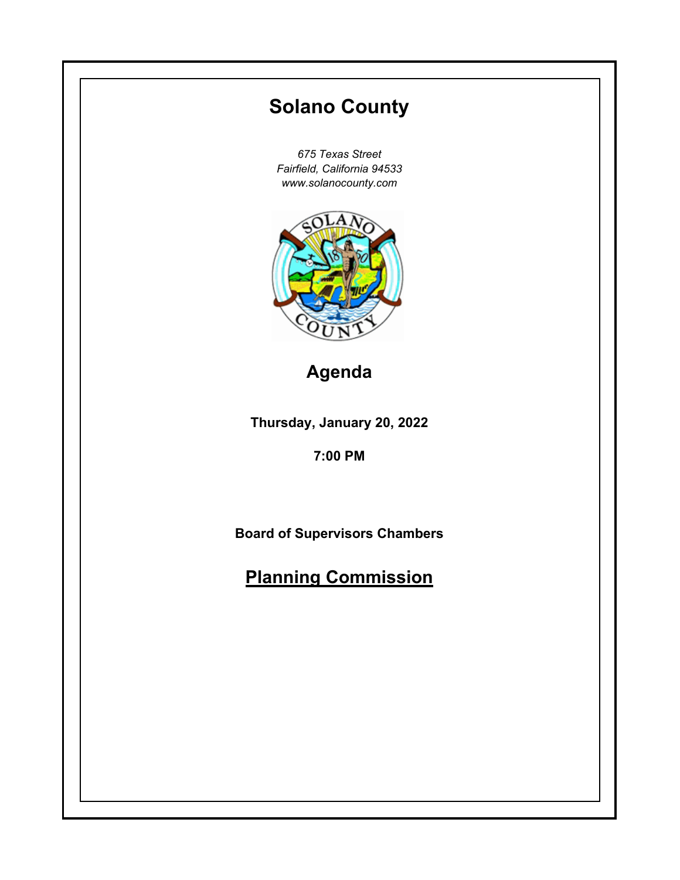# Solano County

*675 Texas Street*
*Fairfield, California 94533*
*www.solanocounty.com*

## Agenda

**Thursday, January 20, 2022**

**7:00 PM**

**Board of Supervisors Chambers**

## Planning Commission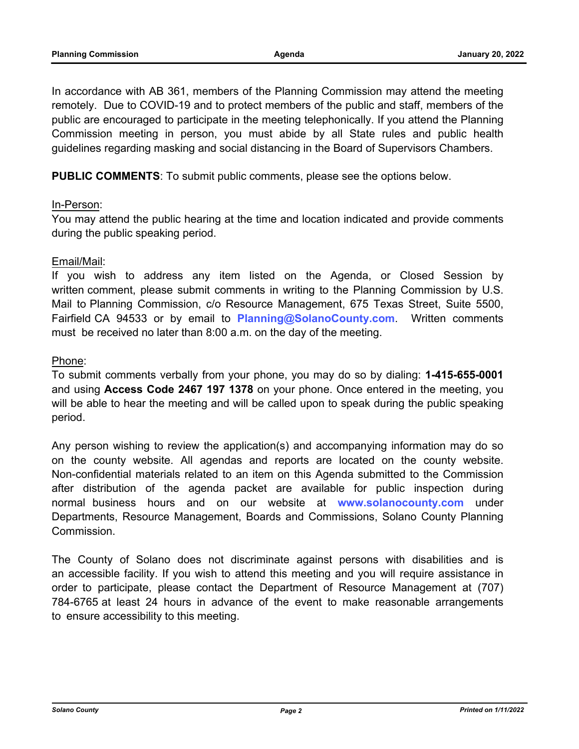In accordance with AB 361, members of the Planning Commission may attend the meeting remotely. Due to COVID-19 and to protect members of the public and staff, members of the public are encouraged to participate in the meeting telephonically. If you attend the Planning Commission meeting in person, you must abide by all State rules and public health guidelines regarding masking and social distancing in the Board of Supervisors Chambers.

**PUBLIC COMMENTS**: To submit public comments, please see the options below.

In-Person:
You may attend the public hearing at the time and location indicated and provide comments during the public speaking period.

Email/Mail:
If you wish to address any item listed on the Agenda, or Closed Session by written comment, please submit comments in writing to the Planning Commission by U.S. Mail to Planning Commission, c/o Resource Management, 675 Texas Street, Suite 5500, Fairfield CA 94533 or by email to **Planning@SolanoCounty.com**. Written comments must be received no later than 8:00 a.m. on the day of the meeting.

Phone:
To submit comments verbally from your phone, you may do so by dialing: **1-415-655-0001** and using **Access Code 2467 197 1378** on your phone. Once entered in the meeting, you will be able to hear the meeting and will be called upon to speak during the public speaking period.

Any person wishing to review the application(s) and accompanying information may do so on the county website. All agendas and reports are located on the county website. Non-confidential materials related to an item on this Agenda submitted to the Commission after distribution of the agenda packet are available for public inspection during normal business hours and on our website at **www.solanocounty.com** under Departments, Resource Management, Boards and Commissions, Solano County Planning Commission.

The County of Solano does not discriminate against persons with disabilities and is an accessible facility. If you wish to attend this meeting and you will require assistance in order to participate, please contact the Department of Resource Management at (707) 784-6765 at least 24 hours in advance of the event to make reasonable arrangements to ensure accessibility to this meeting.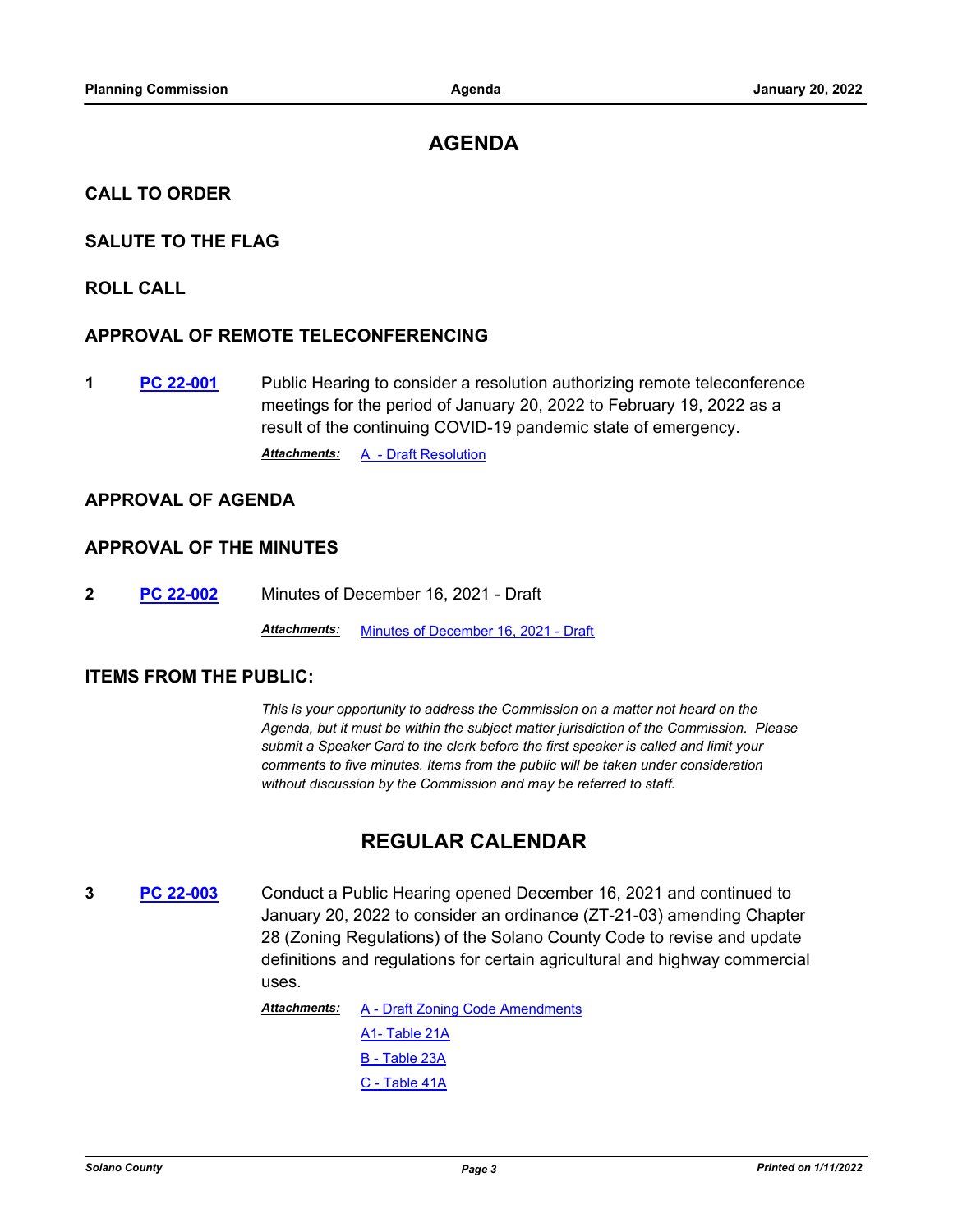# AGENDA

## CALL TO ORDER

## SALUTE TO THE FLAG

## ROLL CALL

## APPROVAL OF REMOTE TELECONFERENCING

**1** **PC 22-001** Public Hearing to consider a resolution authorizing remote teleconference meetings for the period of January 20, 2022 to February 19, 2022 as a result of the continuing COVID-19 pandemic state of emergency.

***Attachments:*** A - Draft Resolution

## APPROVAL OF AGENDA

## APPROVAL OF THE MINUTES

**2** **PC 22-002** Minutes of December 16, 2021 - Draft

***Attachments:*** Minutes of December 16, 2021 - Draft

## ITEMS FROM THE PUBLIC:

*This is your opportunity to address the Commission on a matter not heard on the Agenda, but it must be within the subject matter jurisdiction of the Commission. Please submit a Speaker Card to the clerk before the first speaker is called and limit your comments to five minutes. Items from the public will be taken under consideration without discussion by the Commission and may be referred to staff.*

# REGULAR CALENDAR

**3** **PC 22-003** Conduct a Public Hearing opened December 16, 2021 and continued to January 20, 2022 to consider an ordinance (ZT-21-03) amending Chapter 28 (Zoning Regulations) of the Solano County Code to revise and update definitions and regulations for certain agricultural and highway commercial uses.

***Attachments:*** A - Draft Zoning Code Amendments
A1- Table 21A
B - Table 23A
C - Table 41A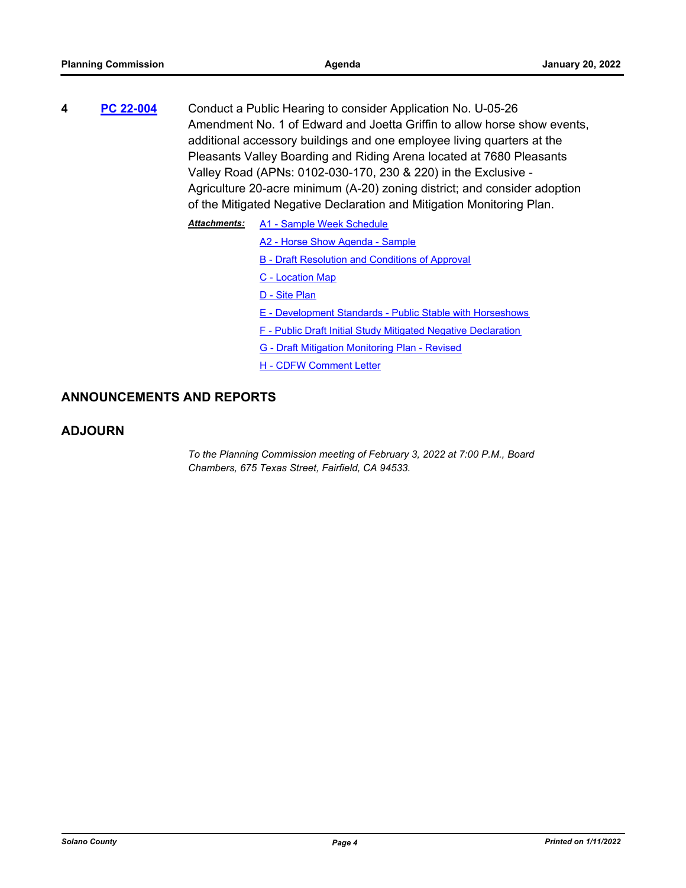**4** **PC 22-004** Conduct a Public Hearing to consider Application No. U-05-26 Amendment No. 1 of Edward and Joetta Griffin to allow horse show events, additional accessory buildings and one employee living quarters at the Pleasants Valley Boarding and Riding Arena located at 7680 Pleasants Valley Road (APNs: 0102-030-170, 230 & 220) in the Exclusive - Agriculture 20-acre minimum (A-20) zoning district; and consider adoption of the Mitigated Negative Declaration and Mitigation Monitoring Plan.

***Attachments:***
- A1 - Sample Week Schedule
- A2 - Horse Show Agenda - Sample
- B - Draft Resolution and Conditions of Approval
- C - Location Map
- D - Site Plan
- E - Development Standards - Public Stable with Horseshows
- F - Public Draft Initial Study Mitigated Negative Declaration
- G - Draft Mitigation Monitoring Plan - Revised
- H - CDFW Comment Letter

## ANNOUNCEMENTS AND REPORTS

## ADJOURN

*To the Planning Commission meeting of February 3, 2022 at 7:00 P.M., Board Chambers, 675 Texas Street, Fairfield, CA 94533.*